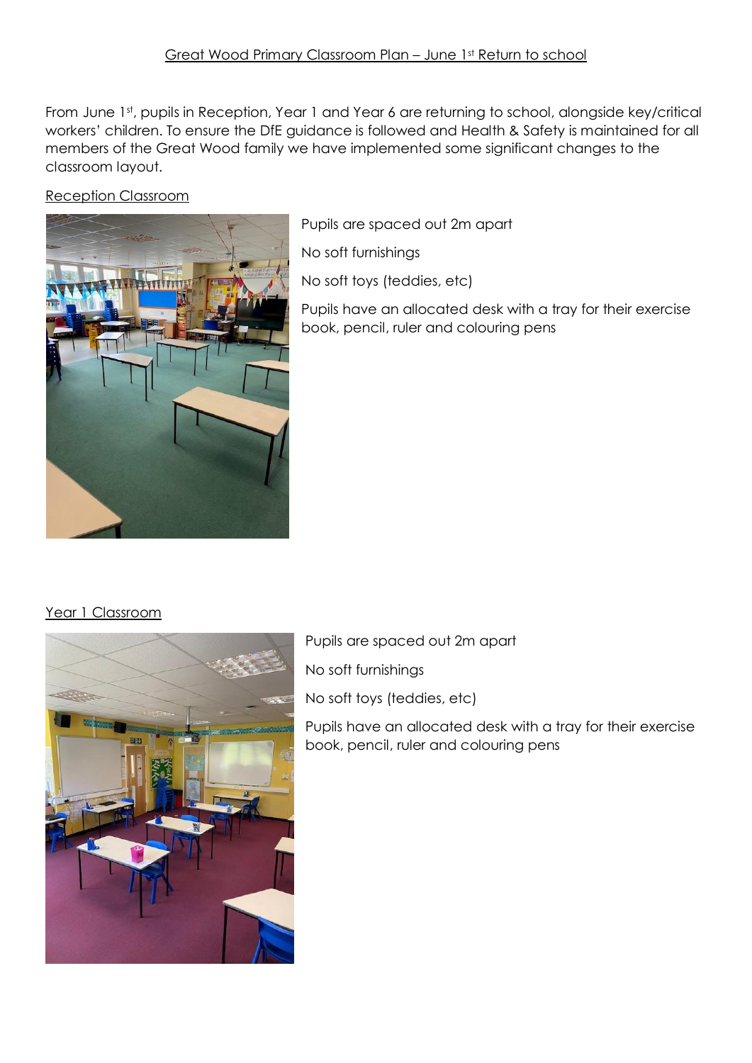# Great Wood Primary Classroom Plan – June 1st Return to school

From June 1st, pupils in Reception, Year 1 and Year 6 are returning to school, alongside key/critical workers' children. To ensure the DfE guidance is followed and Health & Safety is maintained for all members of the Great Wood family we have implemented some significant changes to the classroom layout.

## Reception Classroom

Pupils are spaced out 2m apart

No soft furnishings

No soft toys (teddies, etc)

Pupils have an allocated desk with a tray for their exercise book, pencil, ruler and colouring pens

## Year 1 Classroom

Pupils are spaced out 2m apart

No soft furnishings

No soft toys (teddies, etc)

Pupils have an allocated desk with a tray for their exercise book, pencil, ruler and colouring pens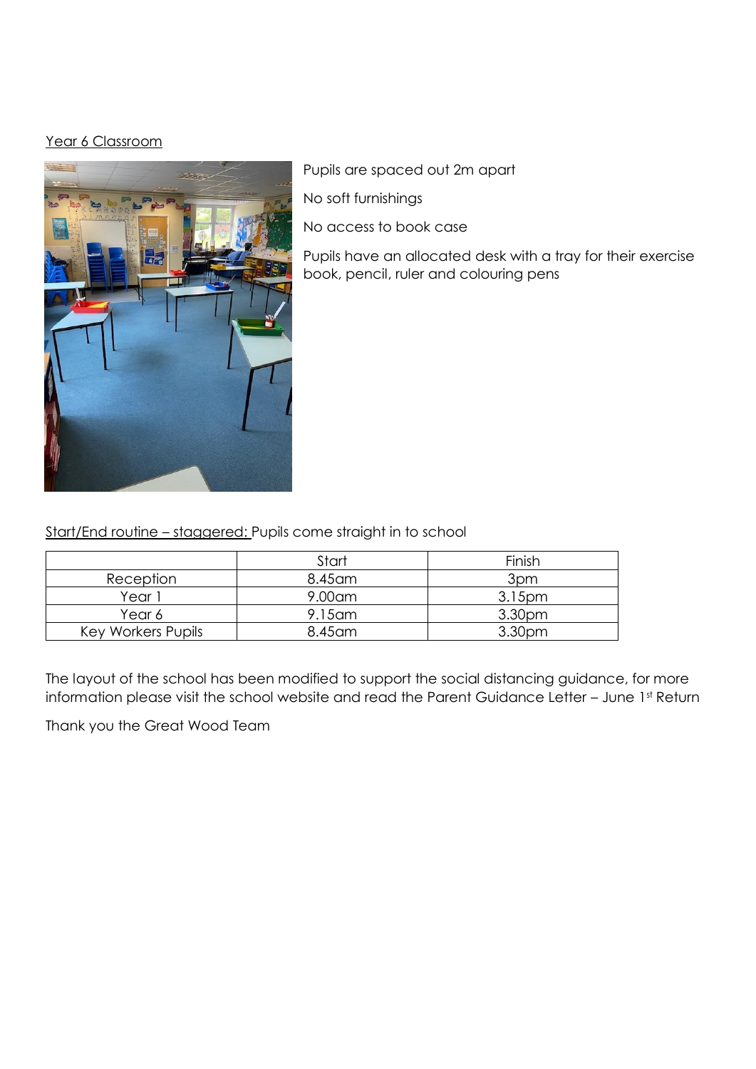<u>Year 6 Classroom</u>

Pupils are spaced out 2m apart

No soft furnishings

No access to book case

Pupils have an allocated desk with a tray for their exercise book, pencil, ruler and colouring pens

<u>Start/End routine – staggered:</u> Pupils come straight in to school

| | Start | Finish |
|---|---|---|
| Reception | 8.45am | 3pm |
| Year 1 | 9.00am | 3.15pm |
| Year 6 | 9.15am | 3.30pm |
| Key Workers Pupils | 8.45am | 3.30pm |

The layout of the school has been modified to support the social distancing guidance, for more information please visit the school website and read the Parent Guidance Letter – June 1st Return

Thank you the Great Wood Team